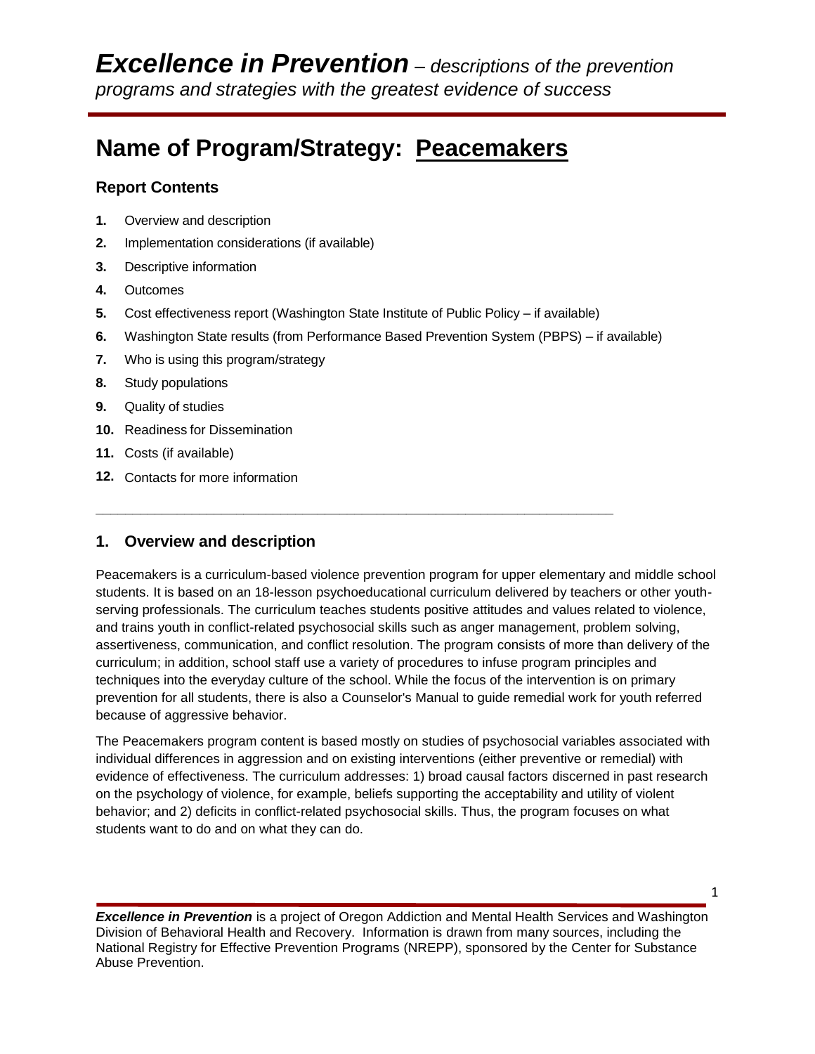# *Excellence in Prevention* – *descriptions of the prevention programs and strategies with the greatest evidence of success*

## Name of Program/Strategy: Peacemakers

### Report Contents

1. Overview and description
2. Implementation considerations (if available)
3. Descriptive information
4. Outcomes
5. Cost effectiveness report (Washington State Institute of Public Policy – if available)
6. Washington State results (from Performance Based Prevention System (PBPS) – if available)
7. Who is using this program/strategy
8. Study populations
9. Quality of studies
10. Readiness for Dissemination
11. Costs (if available)
12. Contacts for more information

---

### 1. Overview and description

Peacemakers is a curriculum-based violence prevention program for upper elementary and middle school students. It is based on an 18-lesson psychoeducational curriculum delivered by teachers or other youth-serving professionals. The curriculum teaches students positive attitudes and values related to violence, and trains youth in conflict-related psychosocial skills such as anger management, problem solving, assertiveness, communication, and conflict resolution. The program consists of more than delivery of the curriculum; in addition, school staff use a variety of procedures to infuse program principles and techniques into the everyday culture of the school. While the focus of the intervention is on primary prevention for all students, there is also a Counselor's Manual to guide remedial work for youth referred because of aggressive behavior.

The Peacemakers program content is based mostly on studies of psychosocial variables associated with individual differences in aggression and on existing interventions (either preventive or remedial) with evidence of effectiveness. The curriculum addresses: 1) broad causal factors discerned in past research on the psychology of violence, for example, beliefs supporting the acceptability and utility of violent behavior; and 2) deficits in conflict-related psychosocial skills. Thus, the program focuses on what students want to do and on what they can do.

***Excellence in Prevention*** is a project of Oregon Addiction and Mental Health Services and Washington Division of Behavioral Health and Recovery. Information is drawn from many sources, including the National Registry for Effective Prevention Programs (NREPP), sponsored by the Center for Substance Abuse Prevention.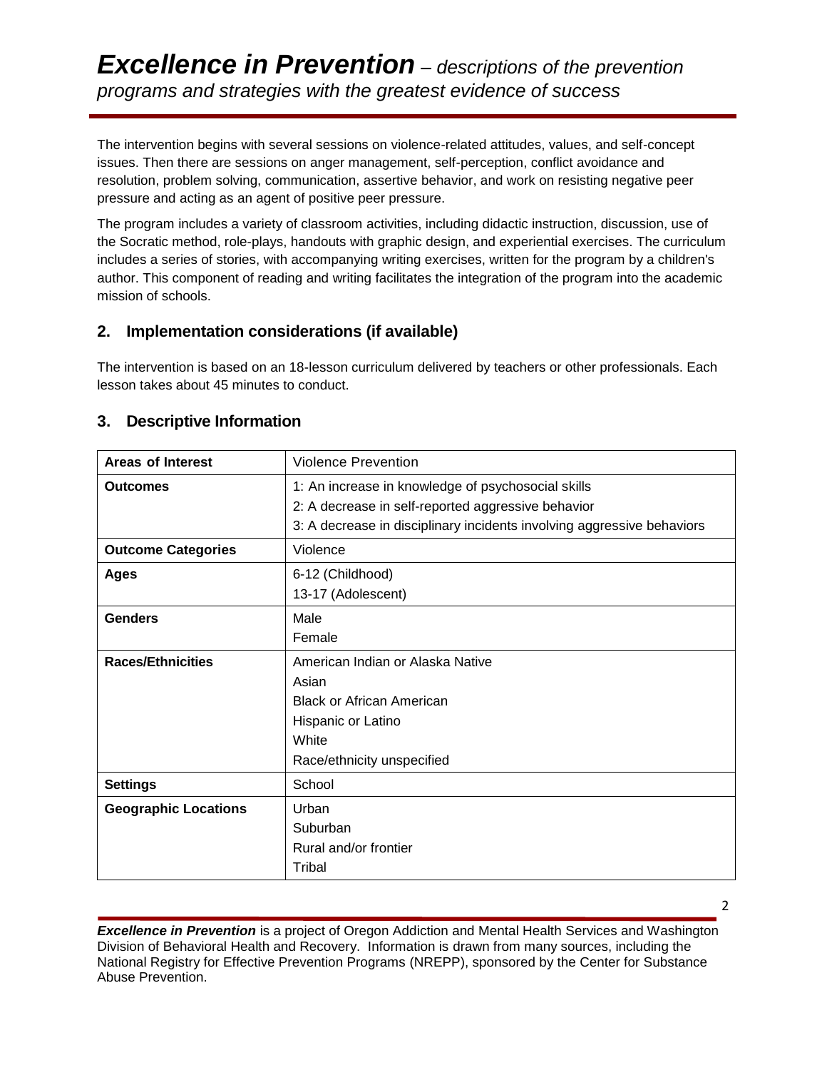The intervention begins with several sessions on violence-related attitudes, values, and self-concept issues. Then there are sessions on anger management, self-perception, conflict avoidance and resolution, problem solving, communication, assertive behavior, and work on resisting negative peer pressure and acting as an agent of positive peer pressure.

The program includes a variety of classroom activities, including didactic instruction, discussion, use of the Socratic method, role-plays, handouts with graphic design, and experiential exercises. The curriculum includes a series of stories, with accompanying writing exercises, written for the program by a children's author. This component of reading and writing facilitates the integration of the program into the academic mission of schools.

## 2. Implementation considerations (if available)

The intervention is based on an 18-lesson curriculum delivered by teachers or other professionals. Each lesson takes about 45 minutes to conduct.

## 3. Descriptive Information

| | |
|---|---|
| **Areas of Interest** | Violence Prevention |
| **Outcomes** | 1: An increase in knowledge of psychosocial skills<br>2: A decrease in self-reported aggressive behavior<br>3: A decrease in disciplinary incidents involving aggressive behaviors |
| **Outcome Categories** | Violence |
| **Ages** | 6-12 (Childhood)<br>13-17 (Adolescent) |
| **Genders** | Male<br>Female |
| **Races/Ethnicities** | American Indian or Alaska Native<br>Asian<br>Black or African American<br>Hispanic or Latino<br>White<br>Race/ethnicity unspecified |
| **Settings** | School |
| **Geographic Locations** | Urban<br>Suburban<br>Rural and/or frontier<br>Tribal |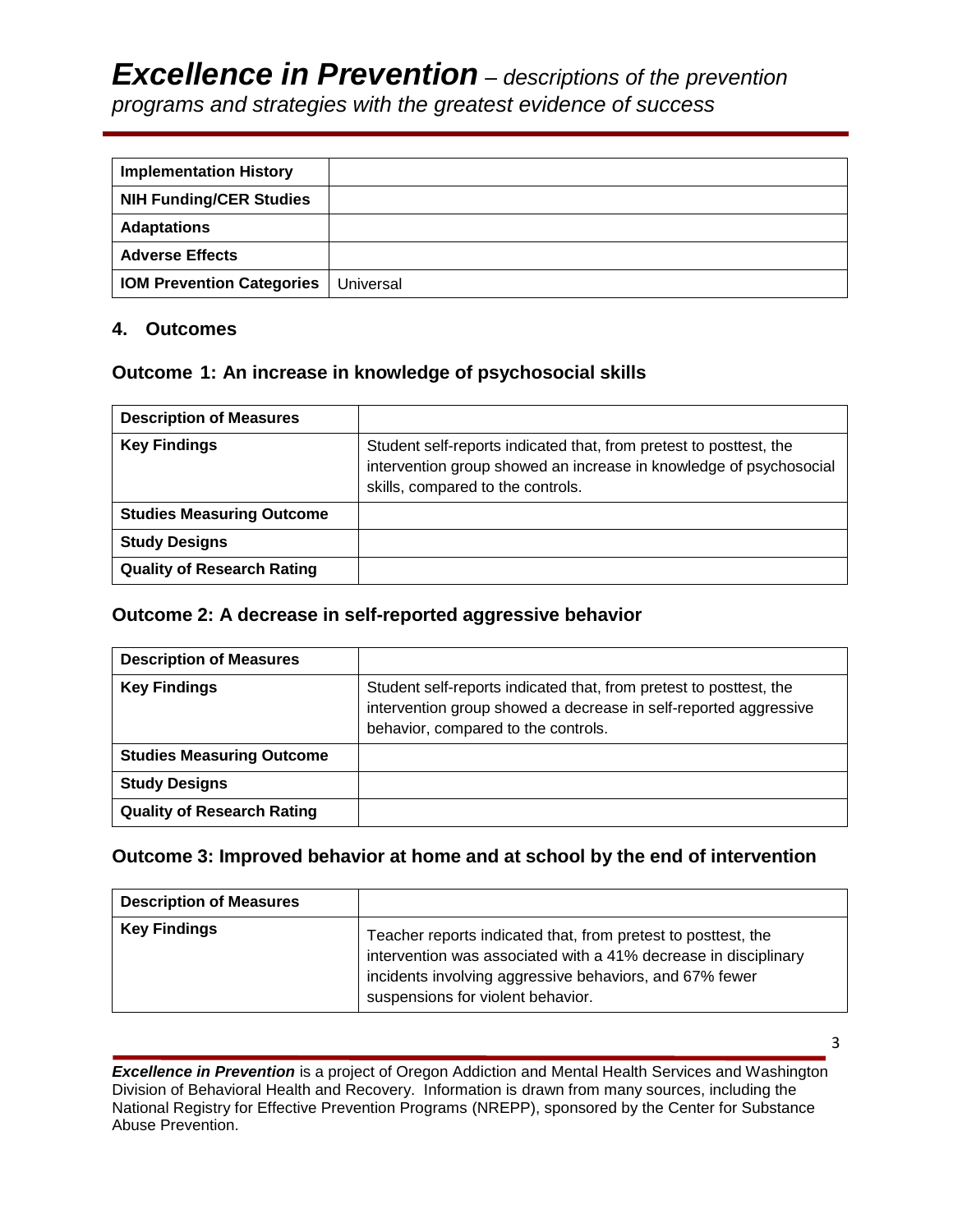| Implementation History | |
| --- | --- |
| NIH Funding/CER Studies | |
| Adaptations | |
| Adverse Effects | |
| IOM Prevention Categories | Universal |

## 4. Outcomes

### Outcome 1: An increase in knowledge of psychosocial skills

| Description of Measures | |
| --- | --- |
| Key Findings | Student self-reports indicated that, from pretest to posttest, the intervention group showed an increase in knowledge of psychosocial skills, compared to the controls. |
| Studies Measuring Outcome | |
| Study Designs | |
| Quality of Research Rating | |

### Outcome 2: A decrease in self-reported aggressive behavior

| Description of Measures | |
| --- | --- |
| Key Findings | Student self-reports indicated that, from pretest to posttest, the intervention group showed a decrease in self-reported aggressive behavior, compared to the controls. |
| Studies Measuring Outcome | |
| Study Designs | |
| Quality of Research Rating | |

### Outcome 3: Improved behavior at home and at school by the end of intervention

| Description of Measures | |
| --- | --- |
| Key Findings | Teacher reports indicated that, from pretest to posttest, the intervention was associated with a 41% decrease in disciplinary incidents involving aggressive behaviors, and 67% fewer suspensions for violent behavior. |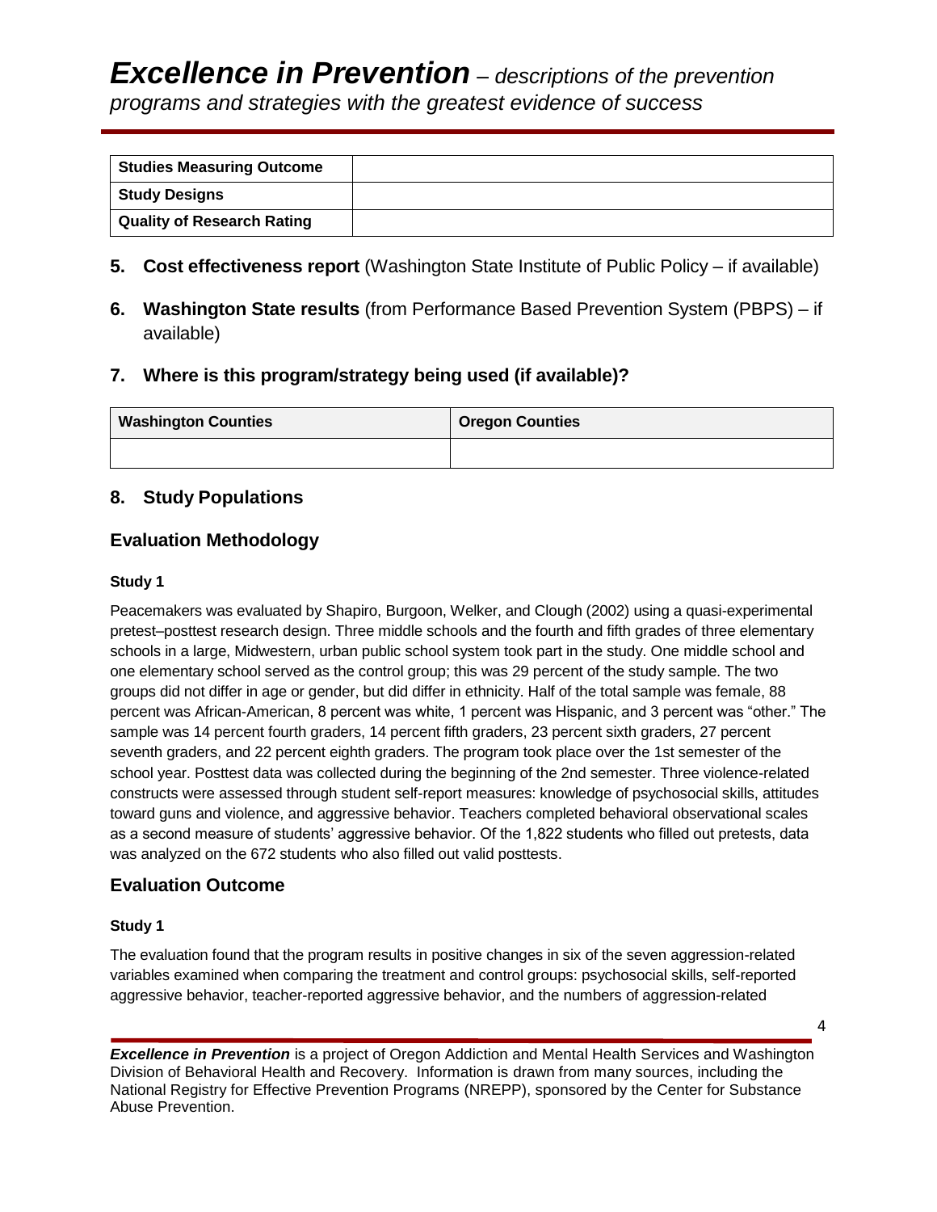| Studies Measuring Outcome | |
|---|---|
| Study Designs | |
| Quality of Research Rating | |

5. **Cost effectiveness report** (Washington State Institute of Public Policy – if available)

6. **Washington State results** (from Performance Based Prevention System (PBPS) – if available)

### 7. Where is this program/strategy being used (if available)?

| Washington Counties | Oregon Counties |
|---|---|
| | |

### 8. Study Populations

## Evaluation Methodology

**Study 1**

Peacemakers was evaluated by Shapiro, Burgoon, Welker, and Clough (2002) using a quasi-experimental pretest–posttest research design. Three middle schools and the fourth and fifth grades of three elementary schools in a large, Midwestern, urban public school system took part in the study. One middle school and one elementary school served as the control group; this was 29 percent of the study sample. The two groups did not differ in age or gender, but did differ in ethnicity. Half of the total sample was female, 88 percent was African-American, 8 percent was white, 1 percent was Hispanic, and 3 percent was "other." The sample was 14 percent fourth graders, 14 percent fifth graders, 23 percent sixth graders, 27 percent seventh graders, and 22 percent eighth graders. The program took place over the 1st semester of the school year. Posttest data was collected during the beginning of the 2nd semester. Three violence-related constructs were assessed through student self-report measures: knowledge of psychosocial skills, attitudes toward guns and violence, and aggressive behavior. Teachers completed behavioral observational scales as a second measure of students' aggressive behavior. Of the 1,822 students who filled out pretests, data was analyzed on the 672 students who also filled out valid posttests.

## Evaluation Outcome

**Study 1**

The evaluation found that the program results in positive changes in six of the seven aggression-related variables examined when comparing the treatment and control groups: psychosocial skills, self-reported aggressive behavior, teacher-reported aggressive behavior, and the numbers of aggression-related

***Excellence in Prevention*** is a project of Oregon Addiction and Mental Health Services and Washington Division of Behavioral Health and Recovery. Information is drawn from many sources, including the National Registry for Effective Prevention Programs (NREPP), sponsored by the Center for Substance Abuse Prevention.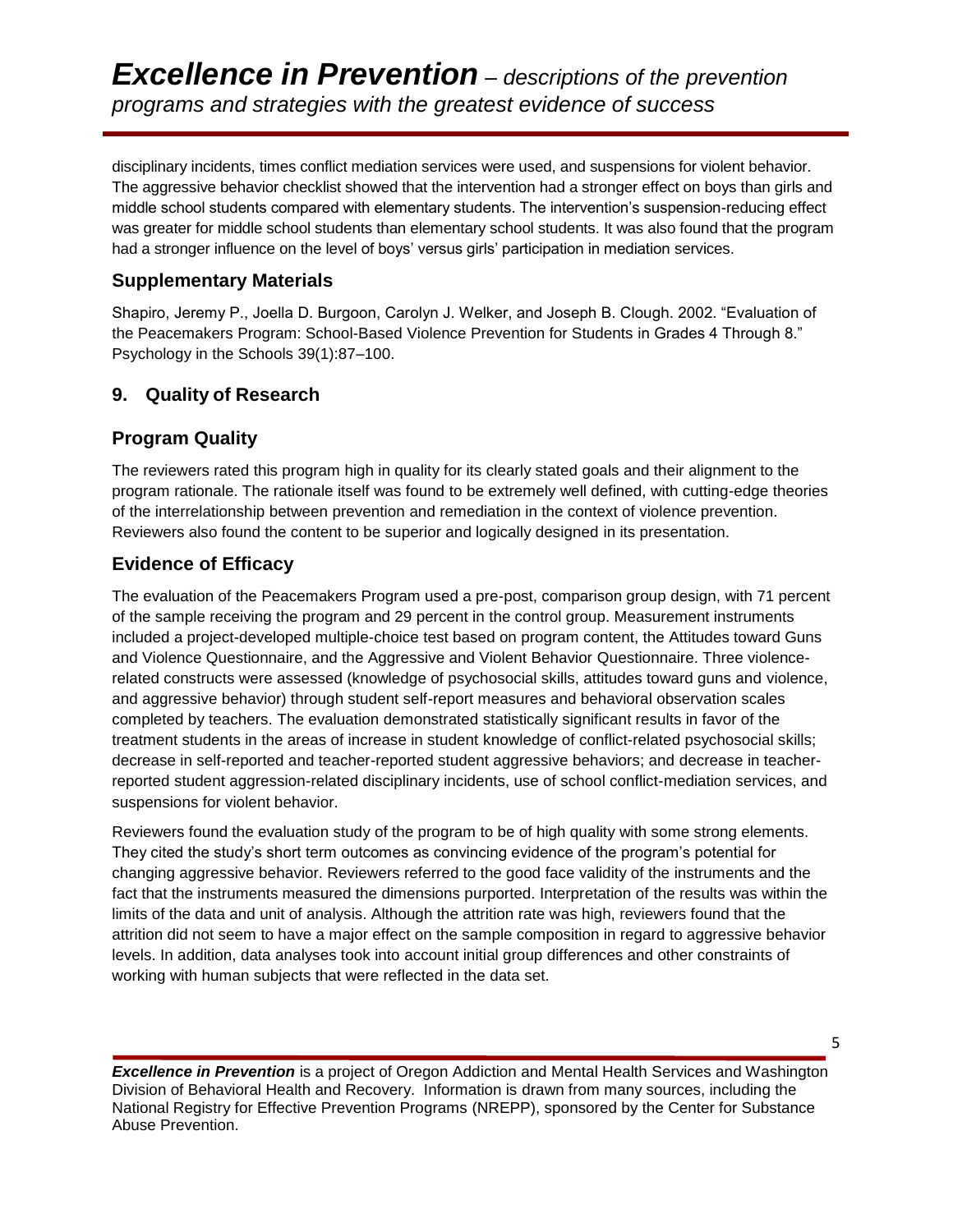disciplinary incidents, times conflict mediation services were used, and suspensions for violent behavior. The aggressive behavior checklist showed that the intervention had a stronger effect on boys than girls and middle school students compared with elementary students. The intervention's suspension-reducing effect was greater for middle school students than elementary school students. It was also found that the program had a stronger influence on the level of boys' versus girls' participation in mediation services.

## Supplementary Materials

Shapiro, Jeremy P., Joella D. Burgoon, Carolyn J. Welker, and Joseph B. Clough. 2002. "Evaluation of the Peacemakers Program: School-Based Violence Prevention for Students in Grades 4 Through 8." Psychology in the Schools 39(1):87–100.

## 9. Quality of Research

## Program Quality

The reviewers rated this program high in quality for its clearly stated goals and their alignment to the program rationale. The rationale itself was found to be extremely well defined, with cutting-edge theories of the interrelationship between prevention and remediation in the context of violence prevention. Reviewers also found the content to be superior and logically designed in its presentation.

## Evidence of Efficacy

The evaluation of the Peacemakers Program used a pre-post, comparison group design, with 71 percent of the sample receiving the program and 29 percent in the control group. Measurement instruments included a project-developed multiple-choice test based on program content, the Attitudes toward Guns and Violence Questionnaire, and the Aggressive and Violent Behavior Questionnaire. Three violence-related constructs were assessed (knowledge of psychosocial skills, attitudes toward guns and violence, and aggressive behavior) through student self-report measures and behavioral observation scales completed by teachers. The evaluation demonstrated statistically significant results in favor of the treatment students in the areas of increase in student knowledge of conflict-related psychosocial skills; decrease in self-reported and teacher-reported student aggressive behaviors; and decrease in teacher-reported student aggression-related disciplinary incidents, use of school conflict-mediation services, and suspensions for violent behavior.

Reviewers found the evaluation study of the program to be of high quality with some strong elements. They cited the study's short term outcomes as convincing evidence of the program's potential for changing aggressive behavior. Reviewers referred to the good face validity of the instruments and the fact that the instruments measured the dimensions purported. Interpretation of the results was within the limits of the data and unit of analysis. Although the attrition rate was high, reviewers found that the attrition did not seem to have a major effect on the sample composition in regard to aggressive behavior levels. In addition, data analyses took into account initial group differences and other constraints of working with human subjects that were reflected in the data set.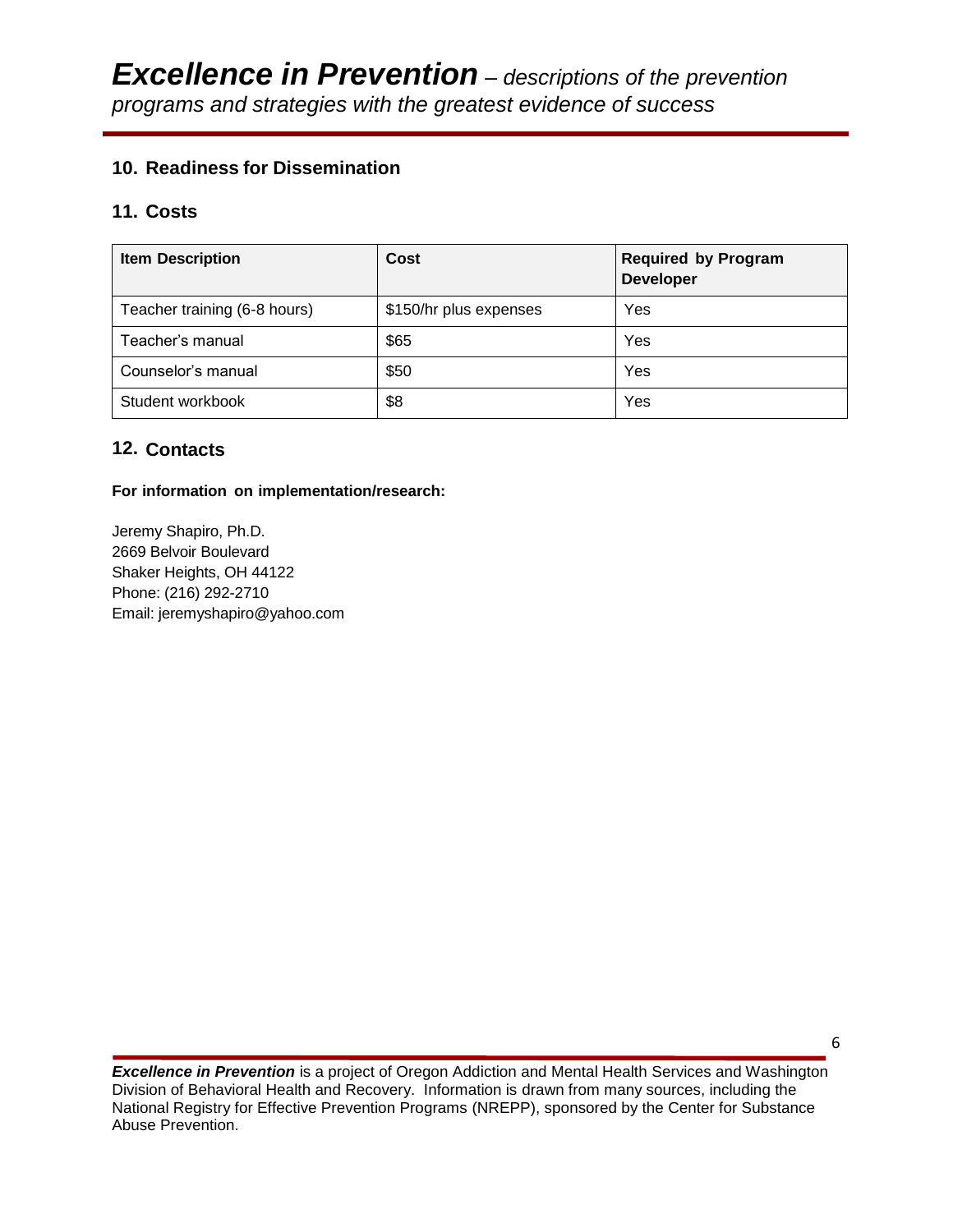## 10. Readiness for Dissemination

## 11. Costs

| Item Description | Cost | Required by Program Developer |
| --- | --- | --- |
| Teacher training (6-8 hours) | $150/hr plus expenses | Yes |
| Teacher's manual | $65 | Yes |
| Counselor's manual | $50 | Yes |
| Student workbook | $8 | Yes |

## 12. Contacts

**For information on implementation/research:**

Jeremy Shapiro, Ph.D.
2669 Belvoir Boulevard
Shaker Heights, OH 44122
Phone: (216) 292-2710
Email: jeremyshapiro@yahoo.com